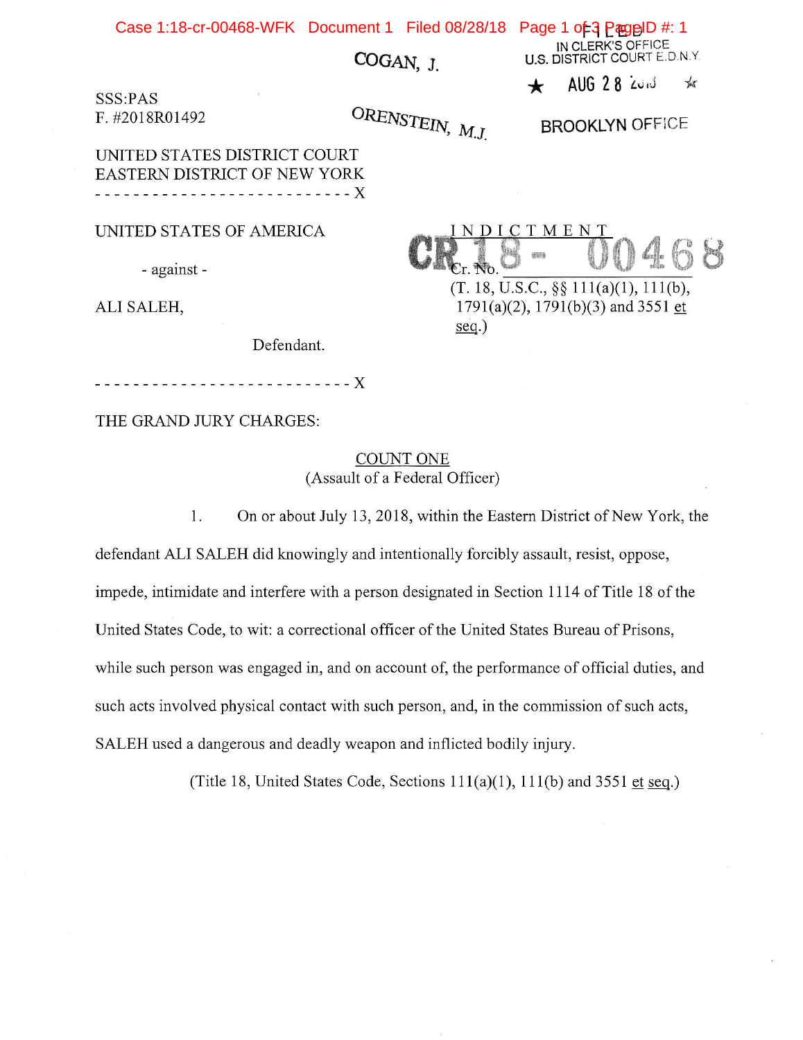COGAN, J.

IN CLERK'S OFFICE
U.S. DISTRICT COURT E.D.N.Y.

★ AUG 28 2018 ★

BROOKLYN OFFICE

SSS:PAS
F. #2018R01492

ORENSTEIN, M.J.

UNITED STATES DISTRICT COURT
EASTERN DISTRICT OF NEW YORK
--------------------------- X

UNITED STATES OF AMERICA

- against -

ALI SALEH,

Defendant.

--------------------------- X

INDICTMENT

Cr. No. CR 18 - 00468
(T. 18, U.S.C., §§ 111(a)(1), 111(b), 1791(a)(2), 1791(b)(3) and 3551 et seq.)

THE GRAND JURY CHARGES:

COUNT ONE
(Assault of a Federal Officer)

1. On or about July 13, 2018, within the Eastern District of New York, the defendant ALI SALEH did knowingly and intentionally forcibly assault, resist, oppose, impede, intimidate and interfere with a person designated in Section 1114 of Title 18 of the United States Code, to wit: a correctional officer of the United States Bureau of Prisons, while such person was engaged in, and on account of, the performance of official duties, and such acts involved physical contact with such person, and, in the commission of such acts, SALEH used a dangerous and deadly weapon and inflicted bodily injury.

(Title 18, United States Code, Sections 111(a)(1), 111(b) and 3551 et seq.)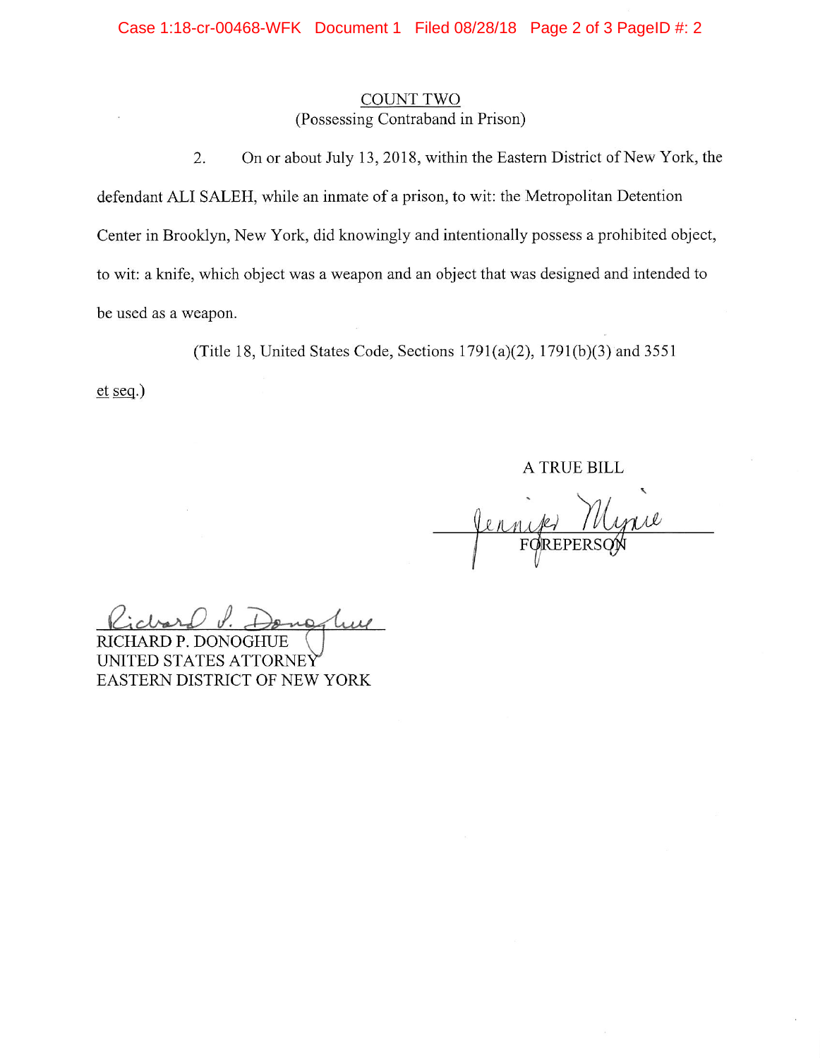## COUNT TWO
(Possessing Contraband in Prison)

2. On or about July 13, 2018, within the Eastern District of New York, the defendant ALI SALEH, while an inmate of a prison, to wit: the Metropolitan Detention Center in Brooklyn, New York, did knowingly and intentionally possess a prohibited object, to wit: a knife, which object was a weapon and an object that was designed and intended to be used as a weapon.

(Title 18, United States Code, Sections 1791(a)(2), 1791(b)(3) and 3551 et seq.)

A TRUE BILL

FOREPERSON

RICHARD P. DONOGHUE
UNITED STATES ATTORNEY
EASTERN DISTRICT OF NEW YORK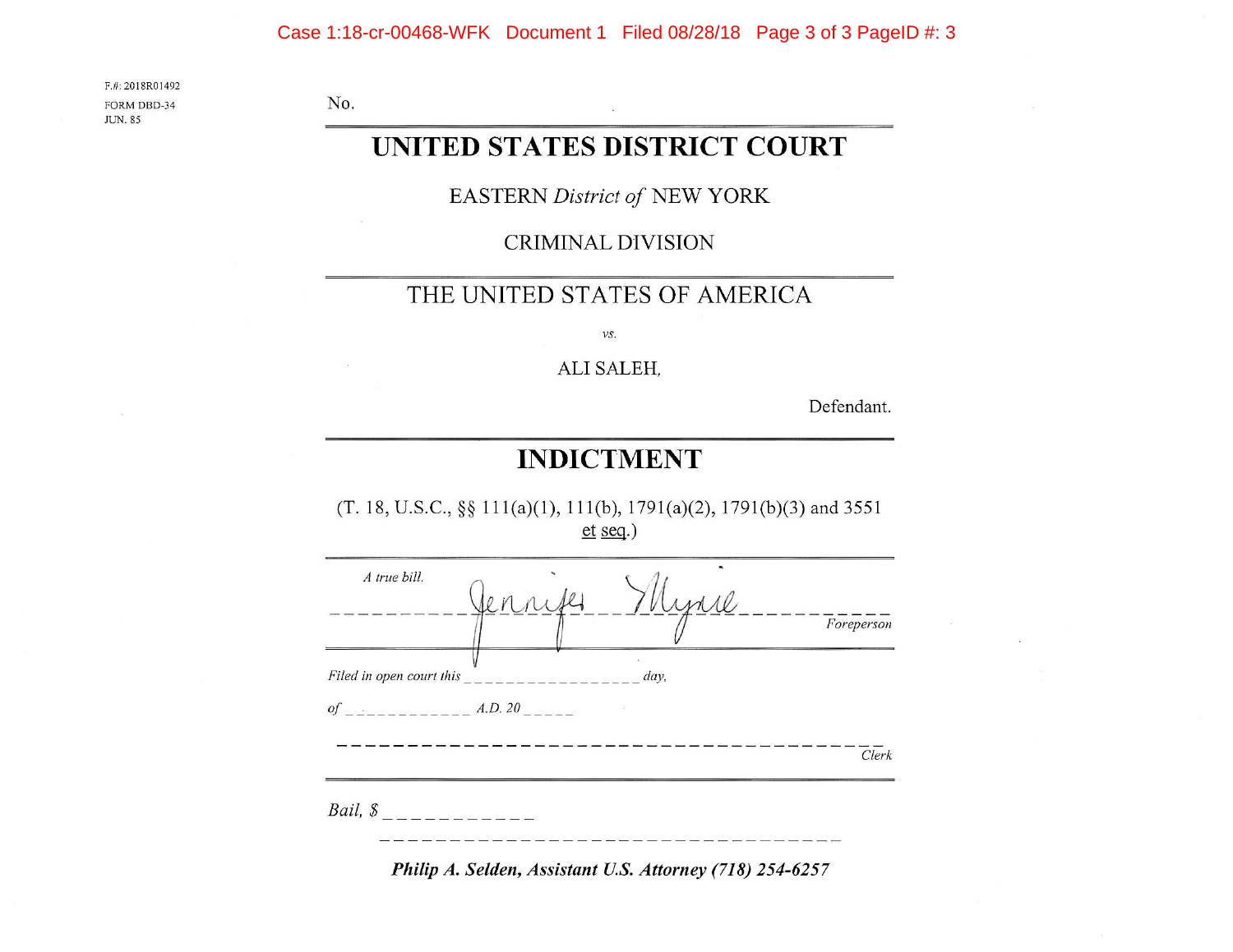F.#: 2018R01492
FORM DBD-34
JUN. 85

No.

# UNITED STATES DISTRICT COURT

EASTERN *District of* NEW YORK

CRIMINAL DIVISION

THE UNITED STATES OF AMERICA

*vs.*

ALI SALEH,

Defendant.

# INDICTMENT

(T. 18, U.S.C., §§ 111(a)(1), 111(b), 1791(a)(2), 1791(b)(3) and 3551 et seq.)

*A true bill.*

Jennifer Myrie

*Foreperson*

*Filed in open court this* _________________ *day,*

*of* ____________ *A.D. 20* _____

_______________________________________

*Clerk*

*Bail, $* ___________

_________________________________

***Philip A. Selden, Assistant U.S. Attorney (718) 254-6257***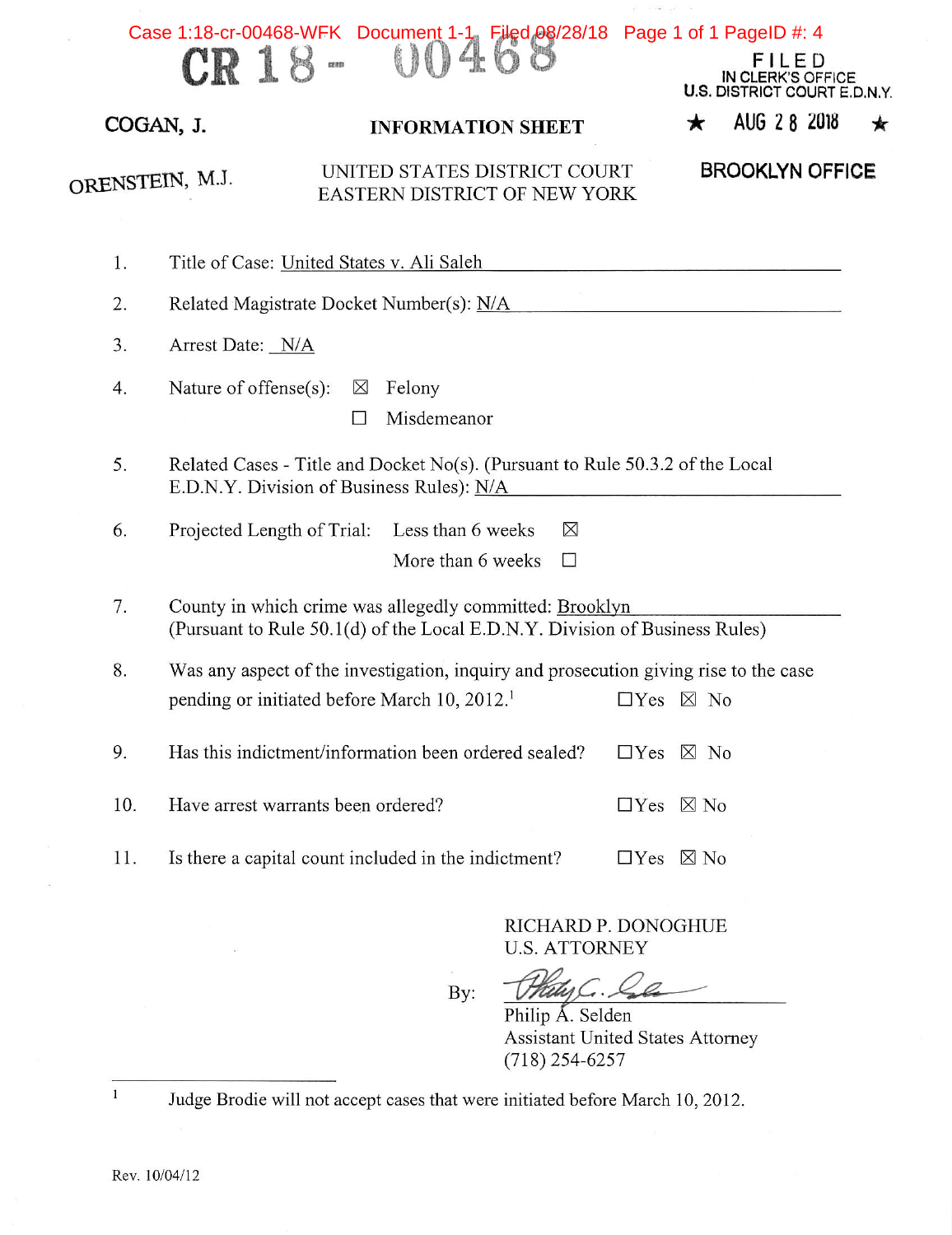CR 18 - 00468

FILED
IN CLERK'S OFFICE
U.S. DISTRICT COURT E.D.N.Y.

★ AUG 28 2018 ★

BROOKLYN OFFICE

COGAN, J.

ORENSTEIN, M.J.

# INFORMATION SHEET

UNITED STATES DISTRICT COURT
EASTERN DISTRICT OF NEW YORK

1. Title of Case: United States v. Ali Saleh

2. Related Magistrate Docket Number(s): N/A

3. Arrest Date: N/A

4. Nature of offense(s): ☒ Felony
   ☐ Misdemeanor

5. Related Cases - Title and Docket No(s). (Pursuant to Rule 50.3.2 of the Local E.D.N.Y. Division of Business Rules): N/A

6. Projected Length of Trial: Less than 6 weeks ☒
   More than 6 weeks ☐

7. County in which crime was allegedly committed: Brooklyn
   (Pursuant to Rule 50.1(d) of the Local E.D.N.Y. Division of Business Rules)

8. Was any aspect of the investigation, inquiry and prosecution giving rise to the case pending or initiated before March 10, 2012.[1] ☐Yes ☒ No

9. Has this indictment/information been ordered sealed? ☐Yes ☒ No

10. Have arrest warrants been ordered? ☐Yes ☒ No

11. Is there a capital count included in the indictment? ☐Yes ☒ No

RICHARD P. DONOGHUE
U.S. ATTORNEY

By: Philip A. Selden
Philip A. Selden
Assistant United States Attorney
(718) 254-6257

[1] Judge Brodie will not accept cases that were initiated before March 10, 2012.

Rev. 10/04/12